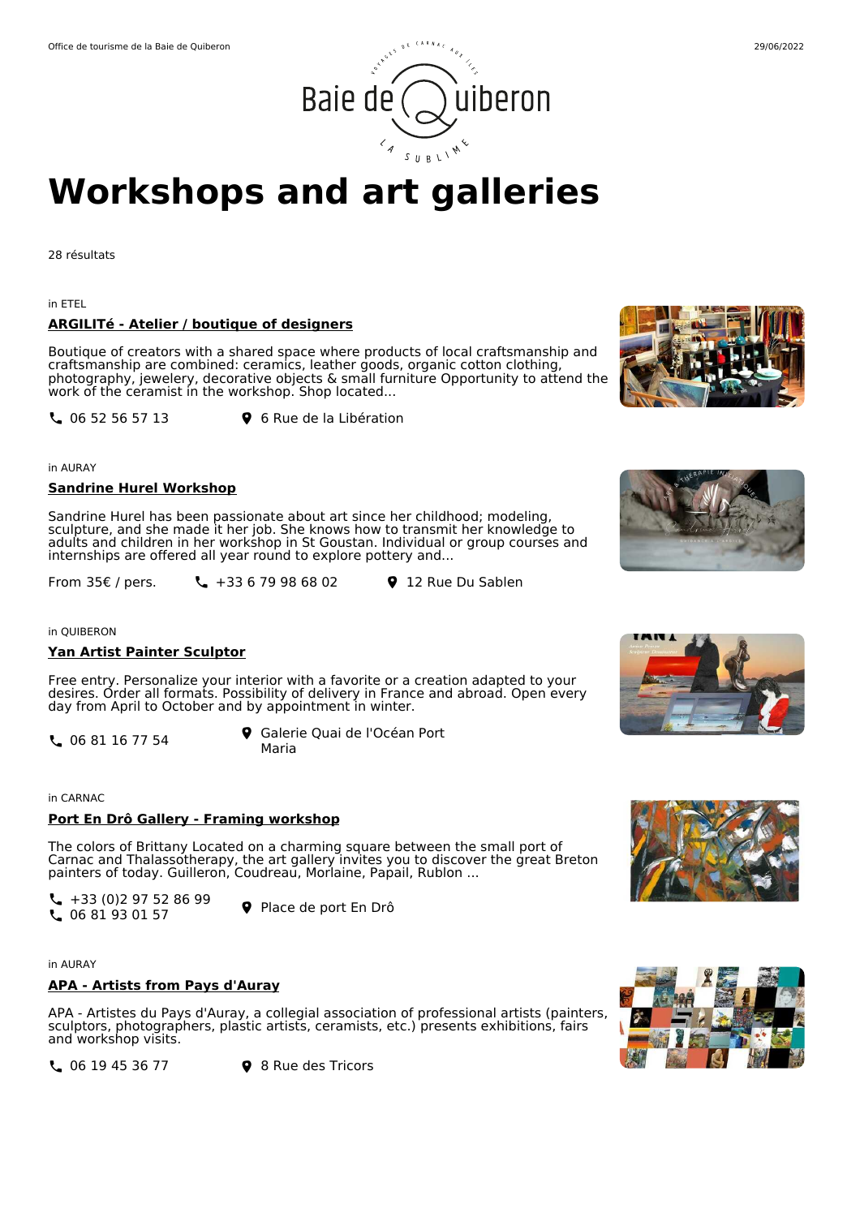# Workshops and art galleries

28 résultats

in ETEL

**ARGILITé - Atelier / boutique of designers**

Boutique of creators with a shared space where products of local craftsmanship and craftsmanship are combined: ceramics, leather goods, organic cotton clothing, photography, jewelery, decorative objects & small furniture Opportunity to attend the work of the ceramist in the workshop. Shop located...

06 52 56 57 13

6 Rue de la Libération

in AURAY

**Sandrine Hurel Workshop**

Sandrine Hurel has been passionate about art since her childhood; modeling, sculpture, and she made it her job. She knows how to transmit her knowledge to adults and children in her workshop in St Goustan. Individual or group courses and internships are offered all year round to explore pottery and...

From 35€ / pers.

+33 6 79 98 68 02

12 Rue Du Sablen

in QUIBERON

**Yan Artist Painter Sculptor**

Free entry. Personalize your interior with a favorite or a creation adapted to your desires. Order all formats. Possibility of delivery in France and abroad. Open every day from April to October and by appointment in winter.

06 81 16 77 54

Galerie Quai de l'Océan Port Maria

in CARNAC

**Port En Drô Gallery - Framing workshop**

The colors of Brittany Located on a charming square between the small port of Carnac and Thalassotherapy, the art gallery invites you to discover the great Breton painters of today. Guilleron, Coudreau, Morlaine, Papail, Rublon ...

+33 (0)2 97 52 86 99
06 81 93 01 57

Place de port En Drô

in AURAY

**APA - Artists from Pays d'Auray**

APA - Artistes du Pays d'Auray, a collegial association of professional artists (painters, sculptors, photographers, plastic artists, ceramists, etc.) presents exhibitions, fairs and workshop visits.

06 19 45 36 77

8 Rue des Tricors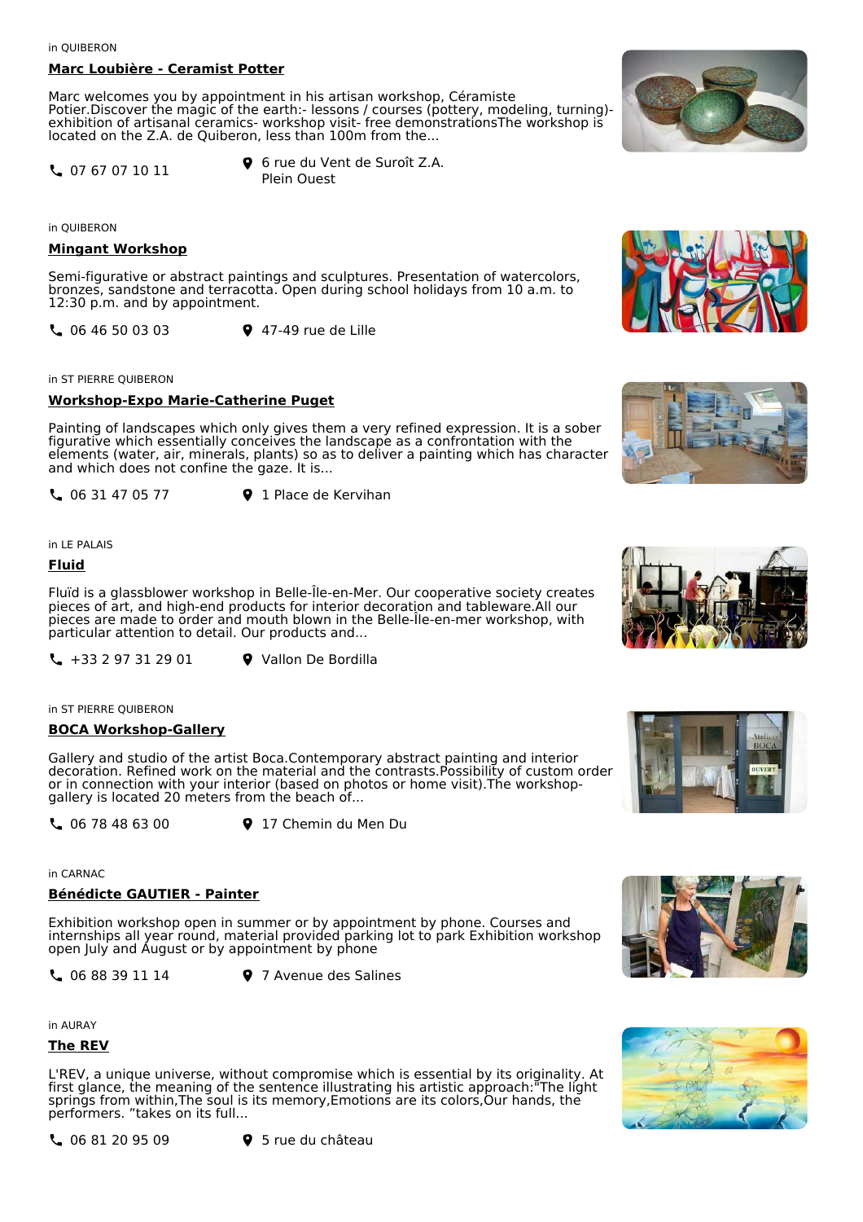in QUIBERON

**Marc Loubière - Ceramist Potter**

Marc welcomes you by appointment in his artisan workshop, Céramiste Potier.Discover the magic of the earth:- lessons / courses (pottery, modeling, turning)- exhibition of artisanal ceramics- workshop visit- free demonstrationsThe workshop is located on the Z.A. de Quiberon, less than 100m from the...

07 67 07 10 11 — 6 rue du Vent de Suroît Z.A. Plein Ouest

in QUIBERON

**Mingant Workshop**

Semi-figurative or abstract paintings and sculptures. Presentation of watercolors, bronzes, sandstone and terracotta. Open during school holidays from 10 a.m. to 12:30 p.m. and by appointment.

06 46 50 03 03 — 47-49 rue de Lille

in ST PIERRE QUIBERON

**Workshop-Expo Marie-Catherine Puget**

Painting of landscapes which only gives them a very refined expression. It is a sober figurative which essentially conceives the landscape as a confrontation with the elements (water, air, minerals, plants) so as to deliver a painting which has character and which does not confine the gaze. It is...

06 31 47 05 77 — 1 Place de Kervihan

in LE PALAIS

**Fluid**

Fluïd is a glassblower workshop in Belle-Île-en-Mer. Our cooperative society creates pieces of art, and high-end products for interior decoration and tableware.All our pieces are made to order and mouth blown in the Belle-Île-en-mer workshop, with particular attention to detail. Our products and...

+33 2 97 31 29 01 — Vallon De Bordilla

in ST PIERRE QUIBERON

**BOCA Workshop-Gallery**

Gallery and studio of the artist Boca.Contemporary abstract painting and interior decoration. Refined work on the material and the contrasts.Possibility of custom order or in connection with your interior (based on photos or home visit).The workshop-gallery is located 20 meters from the beach of...

06 78 48 63 00 — 17 Chemin du Men Du

in CARNAC

**Bénédicte GAUTIER - Painter**

Exhibition workshop open in summer or by appointment by phone. Courses and internships all year round, material provided parking lot to park Exhibition workshop open July and August or by appointment by phone

06 88 39 11 14 — 7 Avenue des Salines

in AURAY

**The REV**

L'REV, a unique universe, without compromise which is essential by its originality. At first glance, the meaning of the sentence illustrating his artistic approach:"The light springs from within,The soul is its memory,Emotions are its colors,Our hands, the performers. "takes on its full...

06 81 20 95 09 — 5 rue du château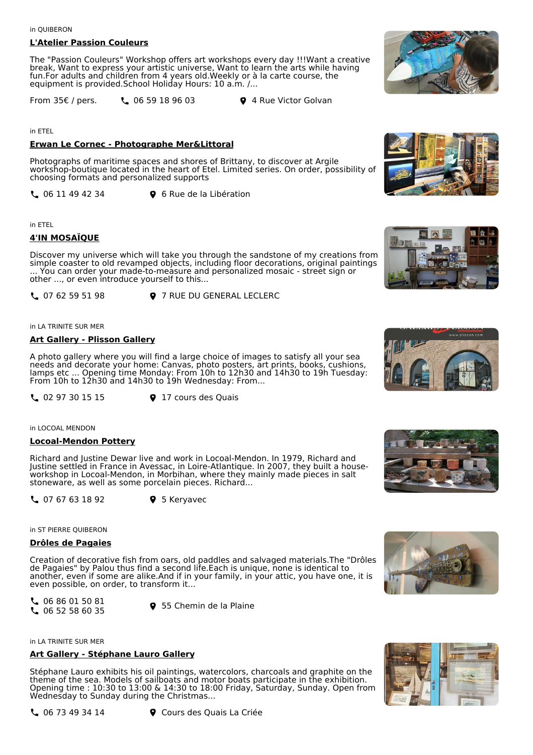in QUIBERON

### L'Atelier Passion Couleurs

The "Passion Couleurs" Workshop offers art workshops every day !!!Want a creative break, Want to express your artistic universe, Want to learn the arts while having fun.For adults and children from 4 years old.Weekly or à la carte course, the equipment is provided.School Holiday Hours: 10 a.m. /...

From 35€ / pers. 06 59 18 96 03 4 Rue Victor Golvan

in ETEL

### Erwan Le Cornec - Photographe Mer&Littoral

Photographs of maritime spaces and shores of Brittany, to discover at Argile workshop-boutique located in the heart of Etel. Limited series. On order, possibility of choosing formats and personalized supports

06 11 49 42 34 6 Rue de la Libération

in ETEL

### 4'IN MOSAÏQUE

Discover my universe which will take you through the sandstone of my creations from simple coaster to old revamped objects, including floor decorations, original paintings ... You can order your made-to-measure and personalized mosaic - street sign or other ..., or even introduce yourself to this...

07 62 59 51 98 7 RUE DU GENERAL LECLERC

in LA TRINITE SUR MER

### Art Gallery - Plisson Gallery

A photo gallery where you will find a large choice of images to satisfy all your sea needs and decorate your home: Canvas, photo posters, art prints, books, cushions, lamps etc ... Opening time Monday: From 10h to 12h30 and 14h30 to 19h Tuesday: From 10h to 12h30 and 14h30 to 19h Wednesday: From...

02 97 30 15 15 17 cours des Quais

in LOCOAL MENDON

### Locoal-Mendon Pottery

Richard and Justine Dewar live and work in Locoal-Mendon. In 1979, Richard and Justine settled in France in Avessac, in Loire-Atlantique. In 2007, they built a house-workshop in Locoal-Mendon, in Morbihan, where they mainly made pieces in salt stoneware, as well as some porcelain pieces. Richard...

07 67 63 18 92 5 Keryavec

in ST PIERRE QUIBERON

### Drôles de Pagaies

Creation of decorative fish from oars, old paddles and salvaged materials.The "Drôles de Pagaies" by Palou thus find a second life.Each is unique, none is identical to another, even if some are alike.And if in your family, in your attic, you have one, it is even possible, on order, to transform it...

06 86 01 50 81
06 52 58 60 35 55 Chemin de la Plaine

in LA TRINITE SUR MER

### Art Gallery - Stéphane Lauro Gallery

Stéphane Lauro exhibits his oil paintings, watercolors, charcoals and graphite on the theme of the sea. Models of sailboats and motor boats participate in the exhibition. Opening time : 10:30 to 13:00 & 14:30 to 18:00 Friday, Saturday, Sunday. Open from Wednesday to Sunday during the Christmas...

06 73 49 34 14 Cours des Quais La Criée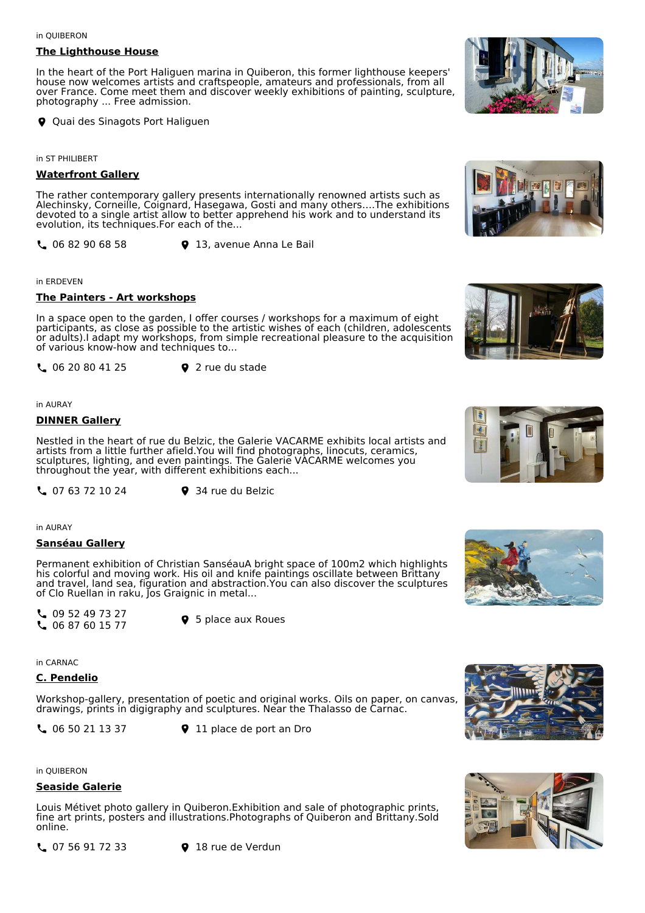in QUIBERON

### The Lighthouse House

In the heart of the Port Haliguen marina in Quiberon, this former lighthouse keepers' house now welcomes artists and craftspeople, amateurs and professionals, from all over France. Come meet them and discover weekly exhibitions of painting, sculpture, photography ... Free admission.

Quai des Sinagots Port Haliguen

in ST PHILIBERT

### Waterfront Gallery

The rather contemporary gallery presents internationally renowned artists such as Alechinsky, Corneille, Coignard, Hasegawa, Gosti and many others....The exhibitions devoted to a single artist allow to better apprehend his work and to understand its evolution, its techniques.For each of the...

06 82 90 68 58 — 13, avenue Anna Le Bail

in ERDEVEN

### The Painters - Art workshops

In a space open to the garden, I offer courses / workshops for a maximum of eight participants, as close as possible to the artistic wishes of each (children, adolescents or adults).I adapt my workshops, from simple recreational pleasure to the acquisition of various know-how and techniques to...

06 20 80 41 25 — 2 rue du stade

in AURAY

### DINNER Gallery

Nestled in the heart of rue du Belzic, the Galerie VACARME exhibits local artists and artists from a little further afield.You will find photographs, linocuts, ceramics, sculptures, lighting, and even paintings. The Galerie VACARME welcomes you throughout the year, with different exhibitions each...

07 63 72 10 24 — 34 rue du Belzic

in AURAY

### Sanséau Gallery

Permanent exhibition of Christian SanséauA bright space of 100m2 which highlights his colorful and moving work. His oil and knife paintings oscillate between Brittany and travel, land sea, figuration and abstraction.You can also discover the sculptures of Clo Ruellan in raku, Jos Graignic in metal...

09 52 49 73 27
06 87 60 15 77 — 5 place aux Roues

in CARNAC

### C. Pendelio

Workshop-gallery, presentation of poetic and original works. Oils on paper, on canvas, drawings, prints in digigraphy and sculptures. Near the Thalasso de Carnac.

06 50 21 13 37 — 11 place de port an Dro

in QUIBERON

### Seaside Galerie

Louis Métivet photo gallery in Quiberon.Exhibition and sale of photographic prints, fine art prints, posters and illustrations.Photographs of Quiberon and Brittany.Sold online.

07 56 91 72 33 — 18 rue de Verdun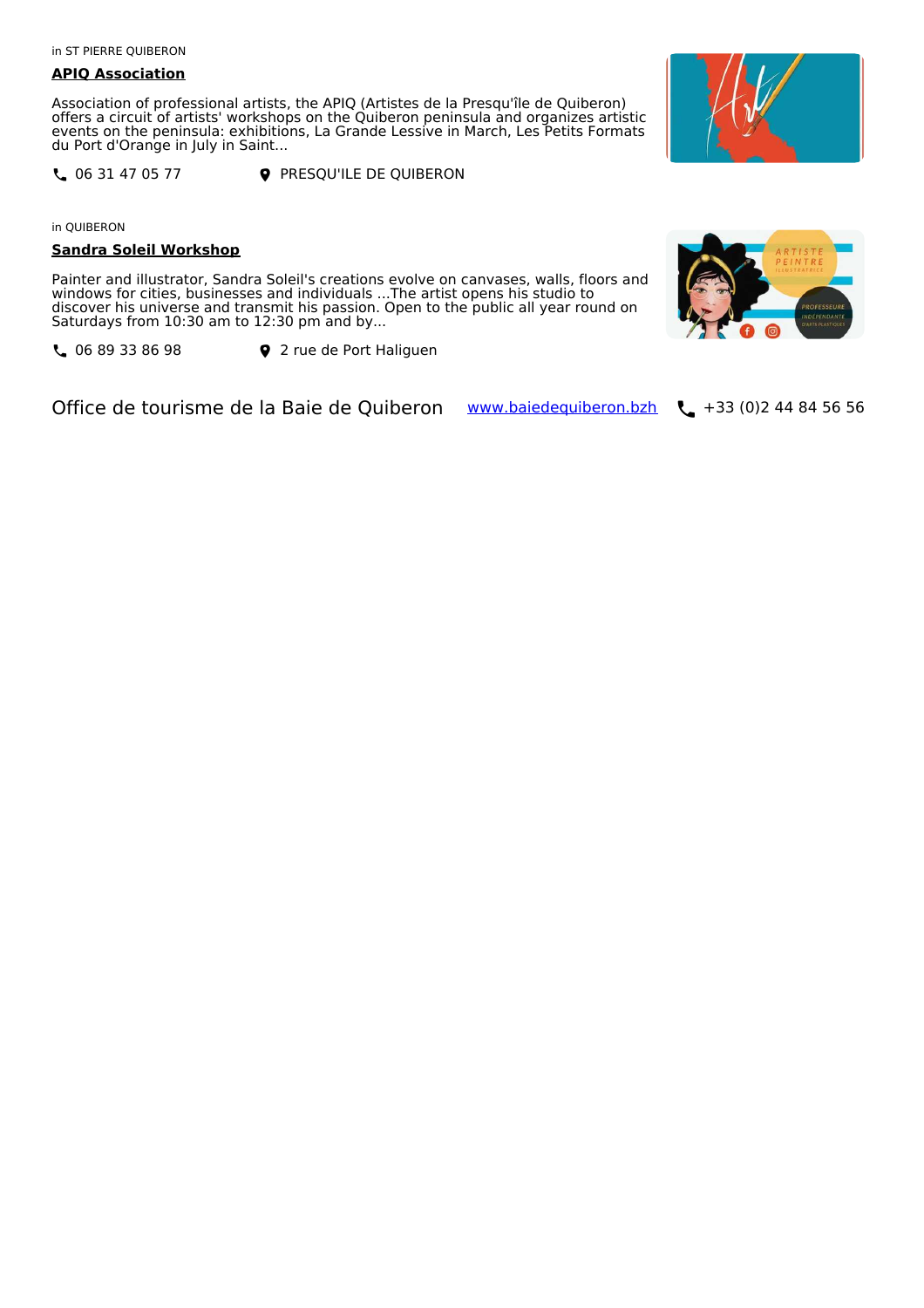in ST PIERRE QUIBERON

**APIQ Association**

Association of professional artists, the APIQ (Artistes de la Presqu'île de Quiberon) offers a circuit of artists' workshops on the Quiberon peninsula and organizes artistic events on the peninsula: exhibitions, La Grande Lessive in March, Les Petits Formats du Port d'Orange in July in Saint...

06 31 47 05 77 PRESQU'ILE DE QUIBERON

in QUIBERON

**Sandra Soleil Workshop**

Painter and illustrator, Sandra Soleil's creations evolve on canvases, walls, floors and windows for cities, businesses and individuals ...The artist opens his studio to discover his universe and transmit his passion. Open to the public all year round on Saturdays from 10:30 am to 12:30 pm and by...

06 89 33 86 98 2 rue de Port Haliguen

Office de tourisme de la Baie de Quiberon www.baiedequiberon.bzh +33 (0)2 44 84 56 56